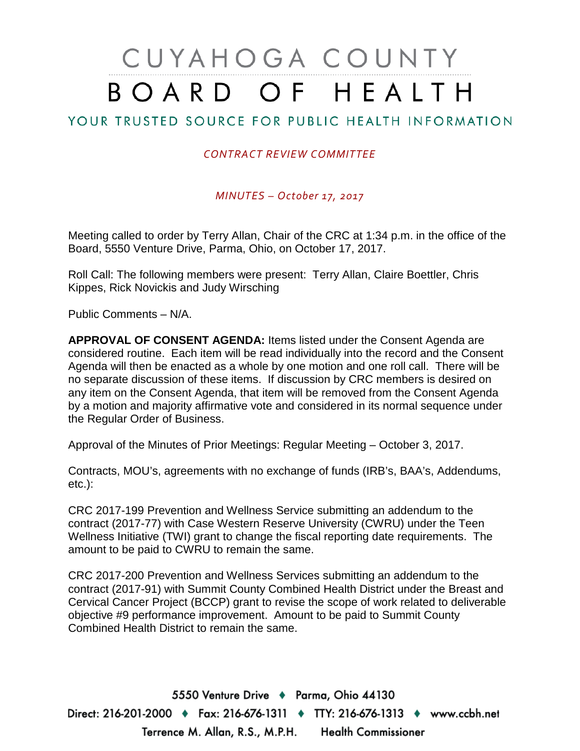# CUYAHOGA COUNTY BOARD OF HEALTH

## YOUR TRUSTED SOURCE FOR PUBLIC HEALTH INFORMATION

*CONTRACT REVIEW COMMITTEE*

*MINUTES – October 17, 2017*

Meeting called to order by Terry Allan, Chair of the CRC at 1:34 p.m. in the office of the Board, 5550 Venture Drive, Parma, Ohio, on October 17, 2017.

Roll Call: The following members were present: Terry Allan, Claire Boettler, Chris Kippes, Rick Novickis and Judy Wirsching

Public Comments – N/A.

**APPROVAL OF CONSENT AGENDA:** Items listed under the Consent Agenda are considered routine. Each item will be read individually into the record and the Consent Agenda will then be enacted as a whole by one motion and one roll call. There will be no separate discussion of these items. If discussion by CRC members is desired on any item on the Consent Agenda, that item will be removed from the Consent Agenda by a motion and majority affirmative vote and considered in its normal sequence under the Regular Order of Business.

Approval of the Minutes of Prior Meetings: Regular Meeting – October 3, 2017.

Contracts, MOU's, agreements with no exchange of funds (IRB's, BAA's, Addendums, etc.):

CRC 2017-199 Prevention and Wellness Service submitting an addendum to the contract (2017-77) with Case Western Reserve University (CWRU) under the Teen Wellness Initiative (TWI) grant to change the fiscal reporting date requirements. The amount to be paid to CWRU to remain the same.

CRC 2017-200 Prevention and Wellness Services submitting an addendum to the contract (2017-91) with Summit County Combined Health District under the Breast and Cervical Cancer Project (BCCP) grant to revise the scope of work related to deliverable objective #9 performance improvement. Amount to be paid to Summit County Combined Health District to remain the same.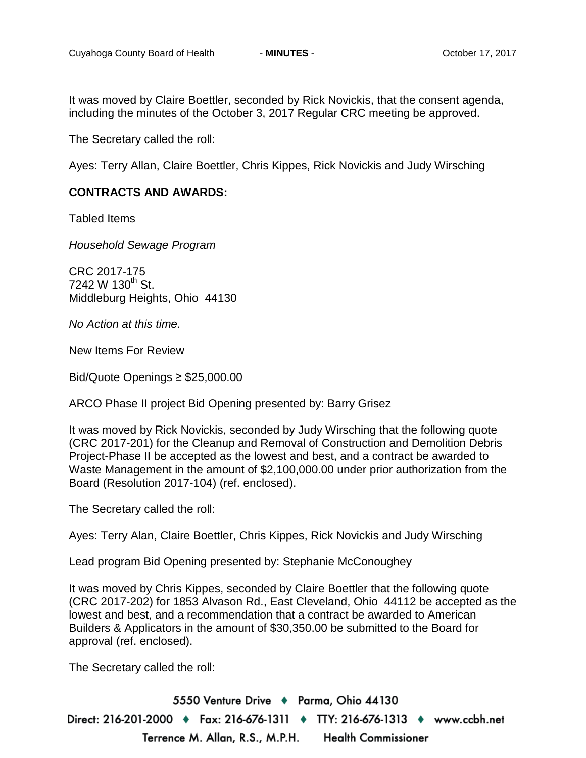It was moved by Claire Boettler, seconded by Rick Novickis, that the consent agenda, including the minutes of the October 3, 2017 Regular CRC meeting be approved.

The Secretary called the roll:

Ayes: Terry Allan, Claire Boettler, Chris Kippes, Rick Novickis and Judy Wirsching

**CONTRACTS AND AWARDS:**

Tabled Items

*Household Sewage Program*

CRC 2017-175
7242 W 130th St.
Middleburg Heights, Ohio 44130

*No Action at this time.*

New Items For Review

Bid/Quote Openings ≥ $25,000.00

ARCO Phase II project Bid Opening presented by: Barry Grisez

It was moved by Rick Novickis, seconded by Judy Wirsching that the following quote (CRC 2017-201) for the Cleanup and Removal of Construction and Demolition Debris Project-Phase II be accepted as the lowest and best, and a contract be awarded to Waste Management in the amount of $2,100,000.00 under prior authorization from the Board (Resolution 2017-104) (ref. enclosed).

The Secretary called the roll:

Ayes: Terry Alan, Claire Boettler, Chris Kippes, Rick Novickis and Judy Wirsching

Lead program Bid Opening presented by: Stephanie McConoughey

It was moved by Chris Kippes, seconded by Claire Boettler that the following quote (CRC 2017-202) for 1853 Alvason Rd., East Cleveland, Ohio 44112 be accepted as the lowest and best, and a recommendation that a contract be awarded to American Builders & Applicators in the amount of $30,350.00 be submitted to the Board for approval (ref. enclosed).

The Secretary called the roll: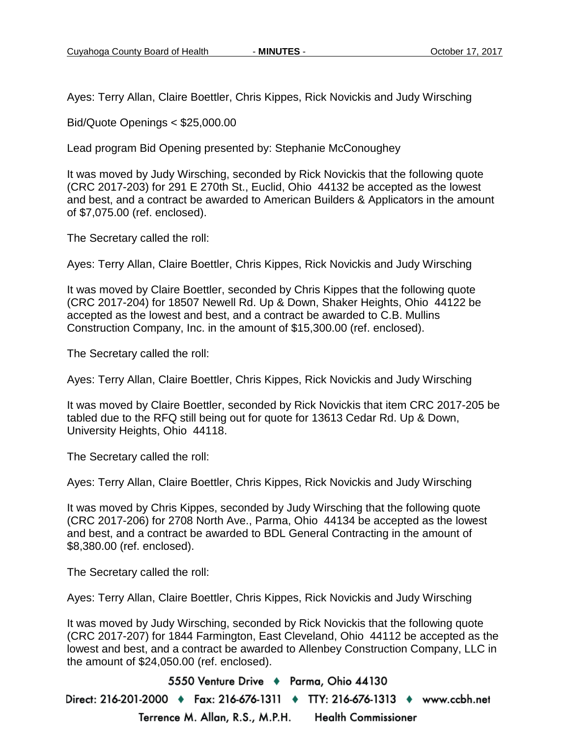Ayes: Terry Allan, Claire Boettler, Chris Kippes, Rick Novickis and Judy Wirsching

Bid/Quote Openings < $25,000.00

Lead program Bid Opening presented by: Stephanie McConoughey

It was moved by Judy Wirsching, seconded by Rick Novickis that the following quote (CRC 2017-203) for 291 E 270th St., Euclid, Ohio 44132 be accepted as the lowest and best, and a contract be awarded to American Builders & Applicators in the amount of $7,075.00 (ref. enclosed).

The Secretary called the roll:

Ayes: Terry Allan, Claire Boettler, Chris Kippes, Rick Novickis and Judy Wirsching

It was moved by Claire Boettler, seconded by Chris Kippes that the following quote (CRC 2017-204) for 18507 Newell Rd. Up & Down, Shaker Heights, Ohio 44122 be accepted as the lowest and best, and a contract be awarded to C.B. Mullins Construction Company, Inc. in the amount of $15,300.00 (ref. enclosed).

The Secretary called the roll:

Ayes: Terry Allan, Claire Boettler, Chris Kippes, Rick Novickis and Judy Wirsching

It was moved by Claire Boettler, seconded by Rick Novickis that item CRC 2017-205 be tabled due to the RFQ still being out for quote for 13613 Cedar Rd. Up & Down, University Heights, Ohio 44118.

The Secretary called the roll:

Ayes: Terry Allan, Claire Boettler, Chris Kippes, Rick Novickis and Judy Wirsching

It was moved by Chris Kippes, seconded by Judy Wirsching that the following quote (CRC 2017-206) for 2708 North Ave., Parma, Ohio 44134 be accepted as the lowest and best, and a contract be awarded to BDL General Contracting in the amount of $8,380.00 (ref. enclosed).

The Secretary called the roll:

Ayes: Terry Allan, Claire Boettler, Chris Kippes, Rick Novickis and Judy Wirsching

It was moved by Judy Wirsching, seconded by Rick Novickis that the following quote (CRC 2017-207) for 1844 Farmington, East Cleveland, Ohio 44112 be accepted as the lowest and best, and a contract be awarded to Allenbey Construction Company, LLC in the amount of $24,050.00 (ref. enclosed).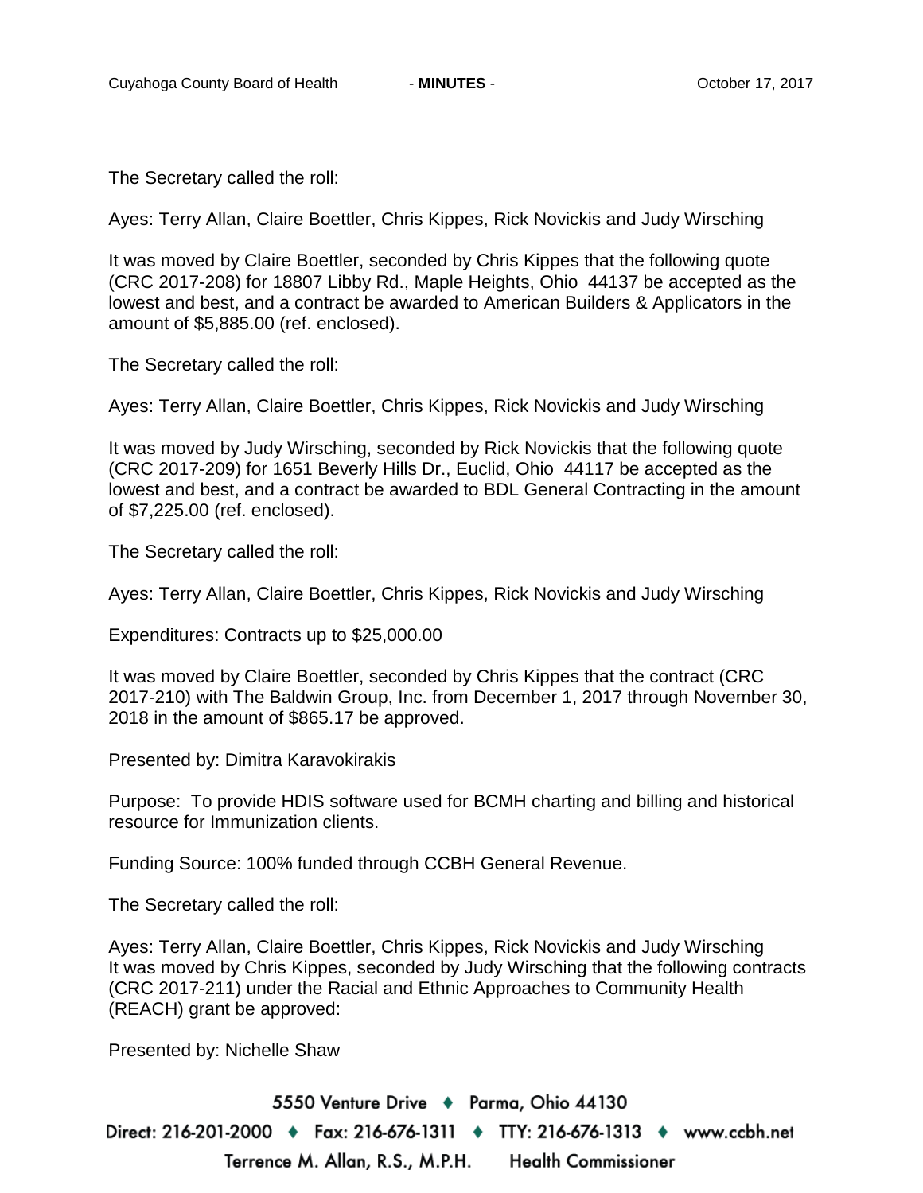The Secretary called the roll:

Ayes: Terry Allan, Claire Boettler, Chris Kippes, Rick Novickis and Judy Wirsching

It was moved by Claire Boettler, seconded by Chris Kippes that the following quote (CRC 2017-208) for 18807 Libby Rd., Maple Heights, Ohio 44137 be accepted as the lowest and best, and a contract be awarded to American Builders & Applicators in the amount of $5,885.00 (ref. enclosed).

The Secretary called the roll:

Ayes: Terry Allan, Claire Boettler, Chris Kippes, Rick Novickis and Judy Wirsching

It was moved by Judy Wirsching, seconded by Rick Novickis that the following quote (CRC 2017-209) for 1651 Beverly Hills Dr., Euclid, Ohio 44117 be accepted as the lowest and best, and a contract be awarded to BDL General Contracting in the amount of $7,225.00 (ref. enclosed).

The Secretary called the roll:

Ayes: Terry Allan, Claire Boettler, Chris Kippes, Rick Novickis and Judy Wirsching

Expenditures: Contracts up to $25,000.00

It was moved by Claire Boettler, seconded by Chris Kippes that the contract (CRC 2017-210) with The Baldwin Group, Inc. from December 1, 2017 through November 30, 2018 in the amount of $865.17 be approved.

Presented by: Dimitra Karavokirakis

Purpose: To provide HDIS software used for BCMH charting and billing and historical resource for Immunization clients.

Funding Source: 100% funded through CCBH General Revenue.

The Secretary called the roll:

Ayes: Terry Allan, Claire Boettler, Chris Kippes, Rick Novickis and Judy Wirsching
It was moved by Chris Kippes, seconded by Judy Wirsching that the following contracts (CRC 2017-211) under the Racial and Ethnic Approaches to Community Health (REACH) grant be approved:

Presented by: Nichelle Shaw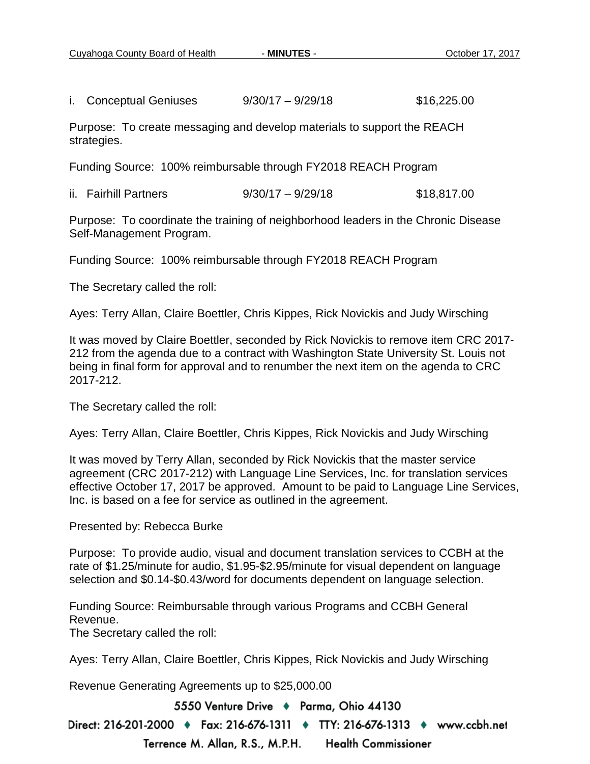i. Conceptual Geniuses 9/30/17 – 9/29/18 $16,225.00

Purpose: To create messaging and develop materials to support the REACH strategies.

Funding Source: 100% reimbursable through FY2018 REACH Program

ii. Fairhill Partners 9/30/17 – 9/29/18 $18,817.00

Purpose: To coordinate the training of neighborhood leaders in the Chronic Disease Self-Management Program.

Funding Source: 100% reimbursable through FY2018 REACH Program

The Secretary called the roll:

Ayes: Terry Allan, Claire Boettler, Chris Kippes, Rick Novickis and Judy Wirsching

It was moved by Claire Boettler, seconded by Rick Novickis to remove item CRC 2017-212 from the agenda due to a contract with Washington State University St. Louis not being in final form for approval and to renumber the next item on the agenda to CRC 2017-212.

The Secretary called the roll:

Ayes: Terry Allan, Claire Boettler, Chris Kippes, Rick Novickis and Judy Wirsching

It was moved by Terry Allan, seconded by Rick Novickis that the master service agreement (CRC 2017-212) with Language Line Services, Inc. for translation services effective October 17, 2017 be approved. Amount to be paid to Language Line Services, Inc. is based on a fee for service as outlined in the agreement.

Presented by: Rebecca Burke

Purpose: To provide audio, visual and document translation services to CCBH at the rate of $1.25/minute for audio, $1.95-$2.95/minute for visual dependent on language selection and $0.14-$0.43/word for documents dependent on language selection.

Funding Source: Reimbursable through various Programs and CCBH General Revenue.

The Secretary called the roll:

Ayes: Terry Allan, Claire Boettler, Chris Kippes, Rick Novickis and Judy Wirsching

Revenue Generating Agreements up to $25,000.00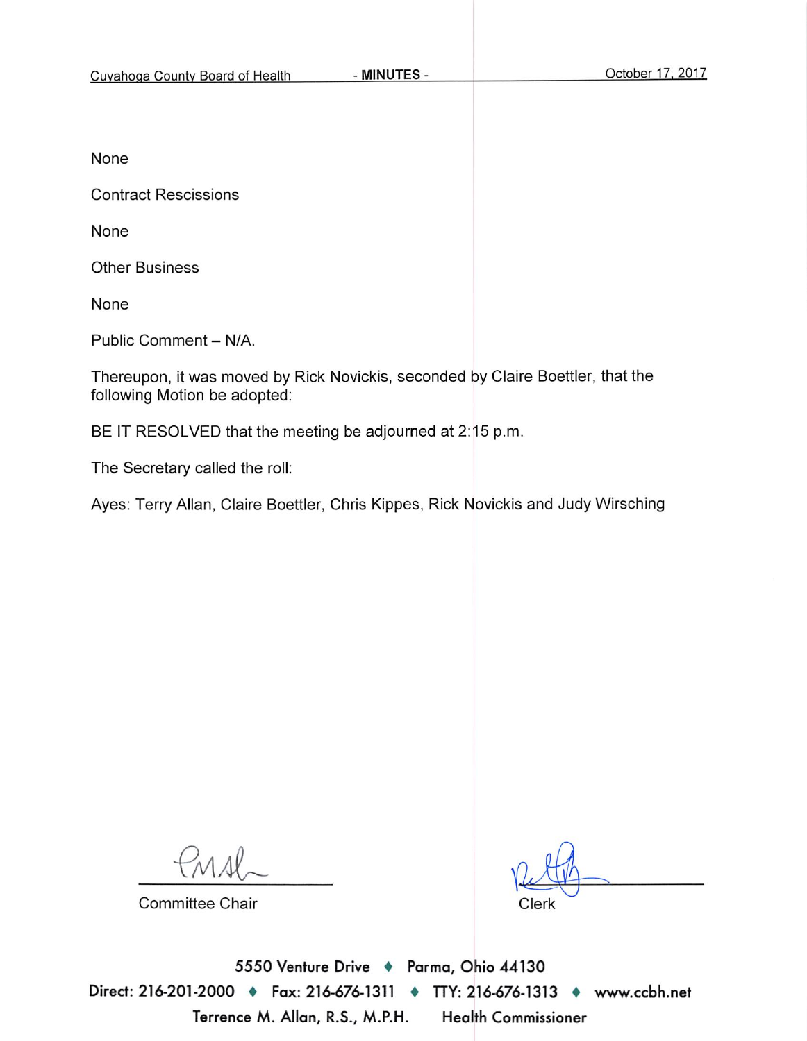None

Contract Rescissions

None

Other Business

None

Public Comment – N/A.

Thereupon, it was moved by Rick Novickis, seconded by Claire Boettler, that the following Motion be adopted:

BE IT RESOLVED that the meeting be adjourned at 2:15 p.m.

The Secretary called the roll:

Ayes: Terry Allan, Claire Boettler, Chris Kippes, Rick Novickis and Judy Wirsching

Committee Chair

Clerk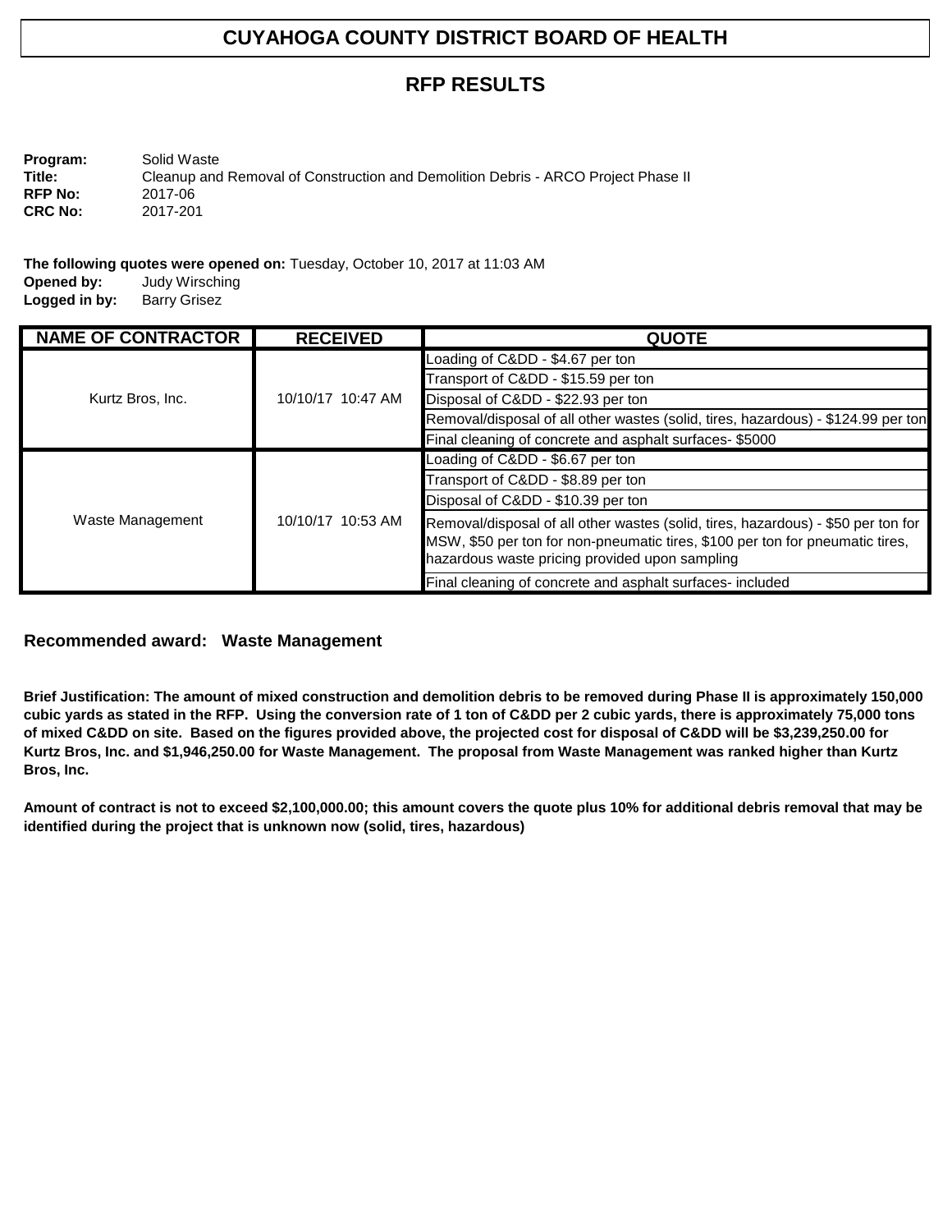# CUYAHOGA COUNTY DISTRICT BOARD OF HEALTH

## RFP RESULTS

**Program:** Solid Waste
**Title:** Cleanup and Removal of Construction and Demolition Debris - ARCO Project Phase II
**RFP No:** 2017-06
**CRC No:** 2017-201

**The following quotes were opened on:** Tuesday, October 10, 2017 at 11:03 AM
**Opened by:** Judy Wirsching
**Logged in by:** Barry Grisez

| NAME OF CONTRACTOR | RECEIVED | QUOTE |
|---|---|---|
| Kurtz Bros, Inc. | 10/10/17 10:47 AM | Loading of C&DD - $4.67 per ton |
| | | Transport of C&DD - $15.59 per ton |
| | | Disposal of C&DD - $22.93 per ton |
| | | Removal/disposal of all other wastes (solid, tires, hazardous) - $124.99 per ton |
| | | Final cleaning of concrete and asphalt surfaces- $5000 |
| Waste Management | 10/10/17 10:53 AM | Loading of C&DD - $6.67 per ton |
| | | Transport of C&DD - $8.89 per ton |
| | | Disposal of C&DD - $10.39 per ton |
| | | Removal/disposal of all other wastes (solid, tires, hazardous) - $50 per ton for MSW, $50 per ton for non-pneumatic tires, $100 per ton for pneumatic tires, hazardous waste pricing provided upon sampling |
| | | Final cleaning of concrete and asphalt surfaces- included |

### Recommended award: Waste Management

**Brief Justification: The amount of mixed construction and demolition debris to be removed during Phase II is approximately 150,000 cubic yards as stated in the RFP. Using the conversion rate of 1 ton of C&DD per 2 cubic yards, there is approximately 75,000 tons of mixed C&DD on site. Based on the figures provided above, the projected cost for disposal of C&DD will be $3,239,250.00 for Kurtz Bros, Inc. and $1,946,250.00 for Waste Management. The proposal from Waste Management was ranked higher than Kurtz Bros, Inc.**

**Amount of contract is not to exceed $2,100,000.00; this amount covers the quote plus 10% for additional debris removal that may be identified during the project that is unknown now (solid, tires, hazardous)**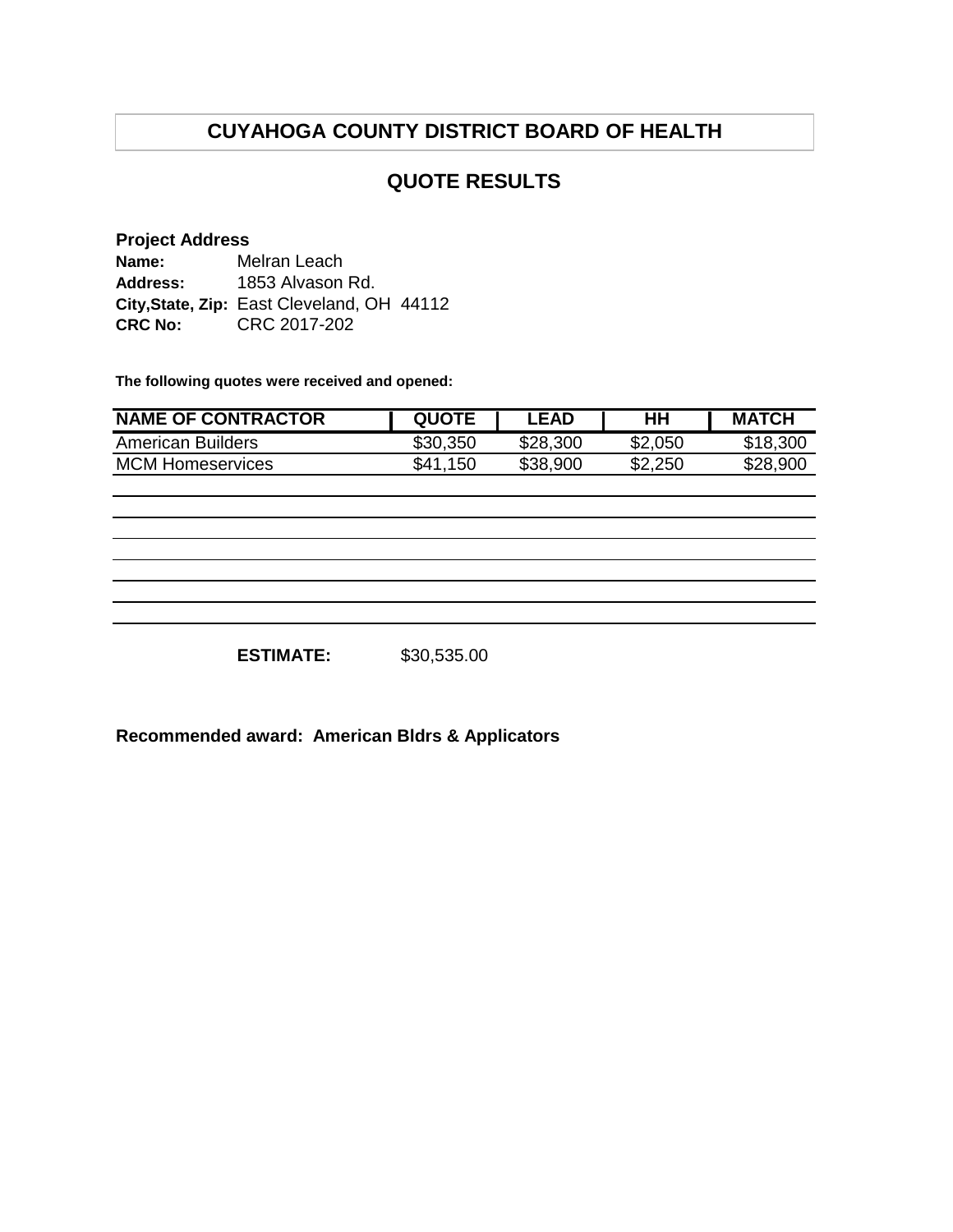# CUYAHOGA COUNTY DISTRICT BOARD OF HEALTH

## QUOTE RESULTS

**Project Address**

**Name:** Melran Leach
**Address:** 1853 Alvason Rd.
**City,State, Zip:** East Cleveland, OH 44112
**CRC No:** CRC 2017-202

**The following quotes were received and opened:**

| NAME OF CONTRACTOR | QUOTE | LEAD | HH | MATCH |
|---|---|---|---|---|
| American Builders | $30,350 | $28,300 | $2,050 | $18,300 |
| MCM Homeservices | $41,150 | $38,900 | $2,250 | $28,900 |

**ESTIMATE:** $30,535.00

**Recommended award: American Bldrs & Applicators**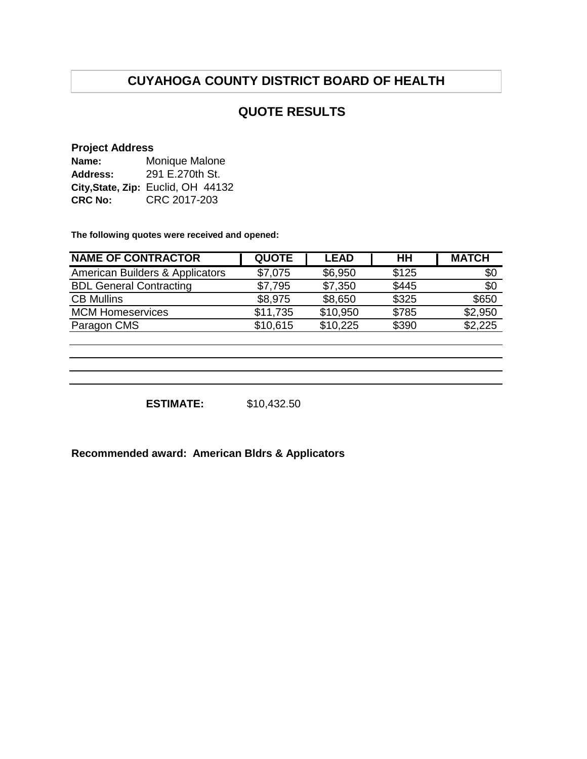# CUYAHOGA COUNTY DISTRICT BOARD OF HEALTH

## QUOTE RESULTS

**Project Address**

**Name:** Monique Malone
**Address:** 291 E.270th St.
**City,State, Zip:** Euclid, OH 44132
**CRC No:** CRC 2017-203

**The following quotes were received and opened:**

| NAME OF CONTRACTOR | QUOTE | LEAD | HH | MATCH |
|---|---|---|---|---|
| American Builders & Applicators | $7,075 | $6,950 | $125 | $0 |
| BDL General Contracting | $7,795 | $7,350 | $445 | $0 |
| CB Mullins | $8,975 | $8,650 | $325 | $650 |
| MCM Homeservices | $11,735 | $10,950 | $785 | $2,950 |
| Paragon CMS | $10,615 | $10,225 | $390 | $2,225 |

**ESTIMATE:** $10,432.50

**Recommended award: American Bldrs & Applicators**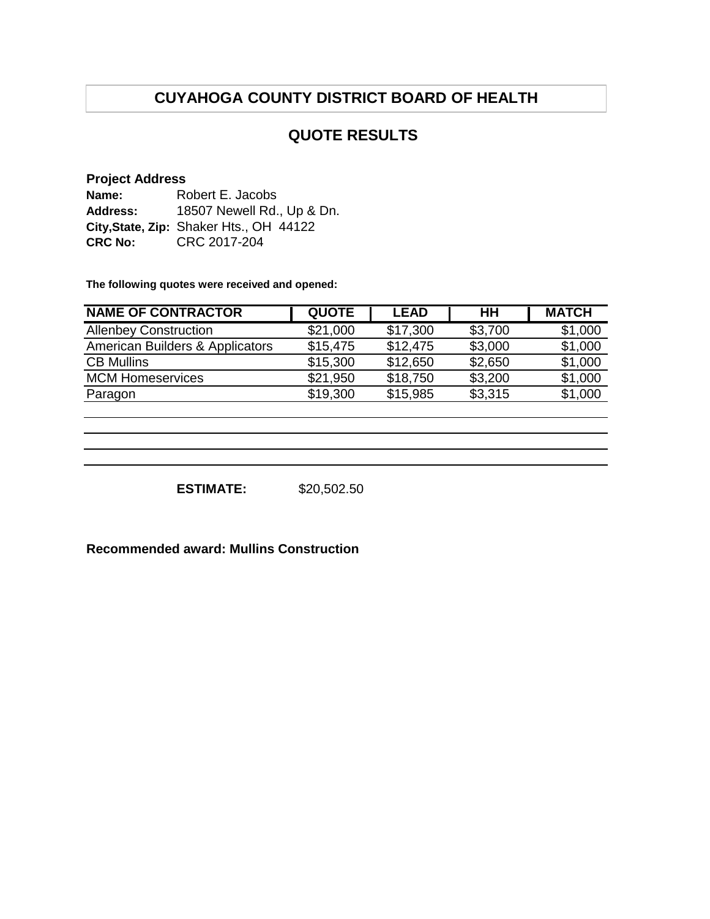# CUYAHOGA COUNTY DISTRICT BOARD OF HEALTH

## QUOTE RESULTS

**Project Address**

**Name:** Robert E. Jacobs
**Address:** 18507 Newell Rd., Up & Dn.
**City,State, Zip:** Shaker Hts., OH 44122
**CRC No:** CRC 2017-204

**The following quotes were received and opened:**

| NAME OF CONTRACTOR | QUOTE | LEAD | HH | MATCH |
|---|---|---|---|---|
| Allenbey Construction | $21,000 | $17,300 | $3,700 | $1,000 |
| American Builders & Applicators | $15,475 | $12,475 | $3,000 | $1,000 |
| CB Mullins | $15,300 | $12,650 | $2,650 | $1,000 |
| MCM Homeservices | $21,950 | $18,750 | $3,200 | $1,000 |
| Paragon | $19,300 | $15,985 | $3,315 | $1,000 |

**ESTIMATE:** $20,502.50

**Recommended award: Mullins Construction**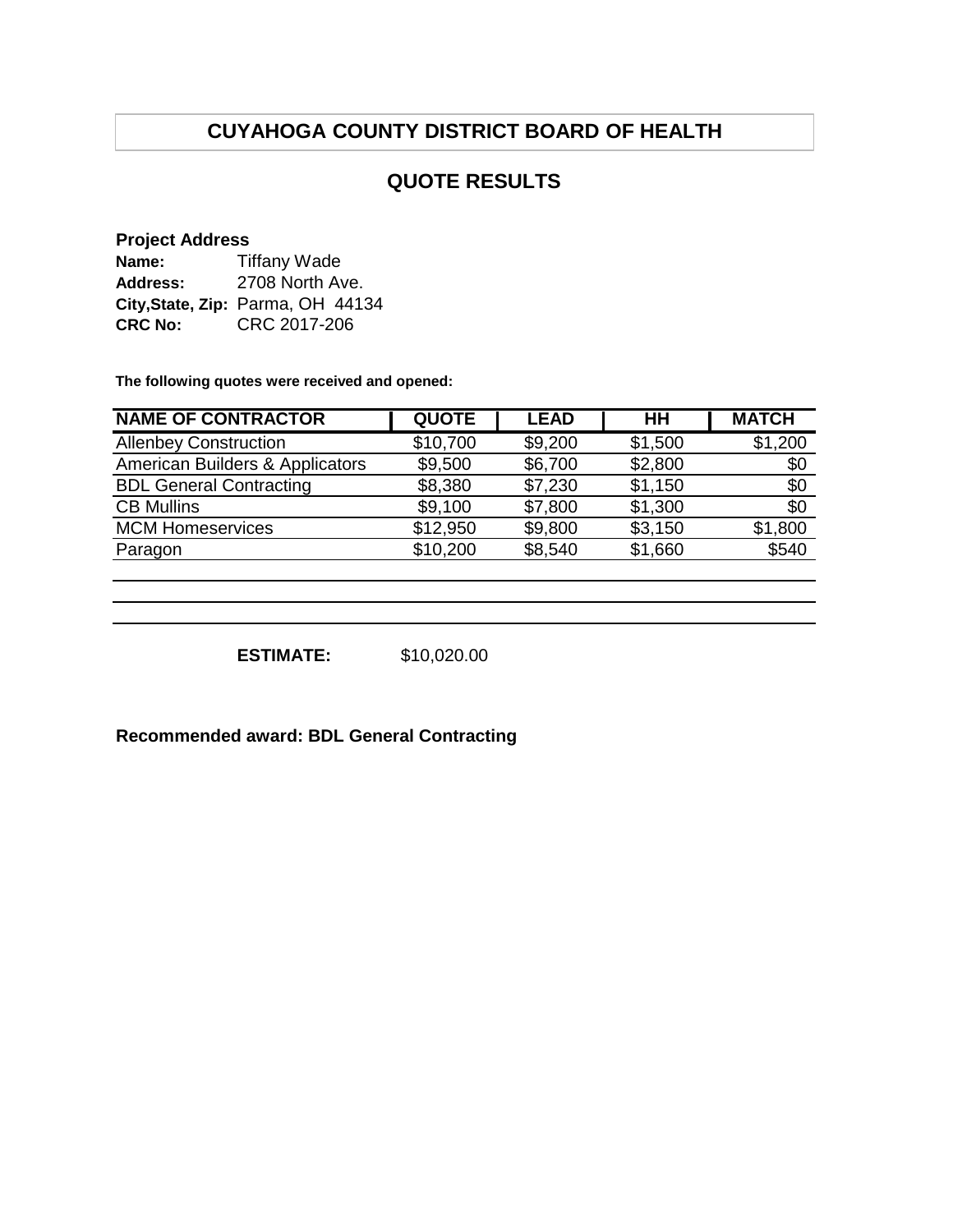# CUYAHOGA COUNTY DISTRICT BOARD OF HEALTH

## QUOTE RESULTS

**Project Address**
**Name:** Tiffany Wade
**Address:** 2708 North Ave.
**City,State, Zip:** Parma, OH 44134
**CRC No:** CRC 2017-206

**The following quotes were received and opened:**

| NAME OF CONTRACTOR | QUOTE | LEAD | HH | MATCH |
|---|---|---|---|---|
| Allenbey Construction | $10,700 | $9,200 | $1,500 | $1,200 |
| American Builders & Applicators | $9,500 | $6,700 | $2,800 | $0 |
| BDL General Contracting | $8,380 | $7,230 | $1,150 | $0 |
| CB Mullins | $9,100 | $7,800 | $1,300 | $0 |
| MCM Homeservices | $12,950 | $9,800 | $3,150 | $1,800 |
| Paragon | $10,200 | $8,540 | $1,660 | $540 |

**ESTIMATE:** $10,020.00

**Recommended award: BDL General Contracting**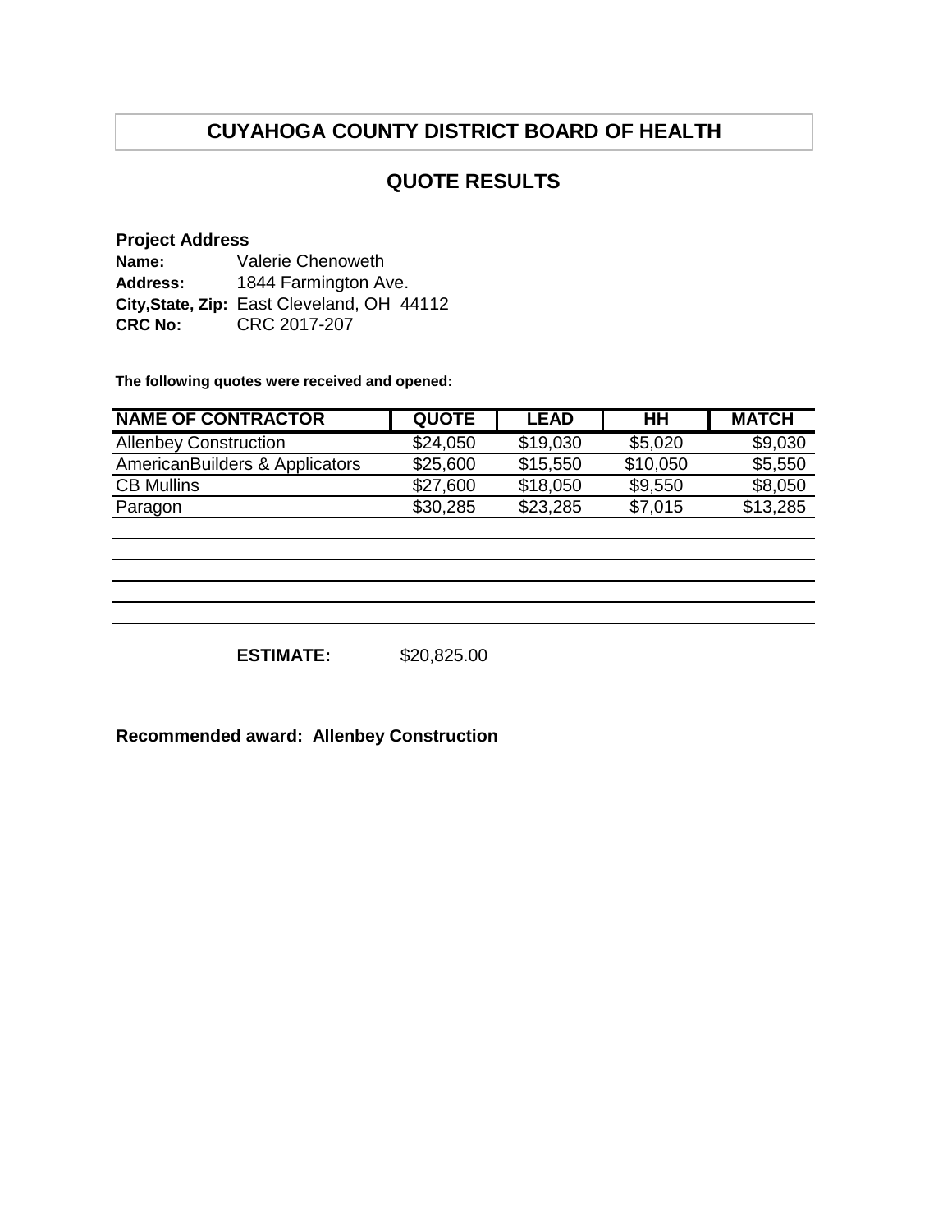# CUYAHOGA COUNTY DISTRICT BOARD OF HEALTH

## QUOTE RESULTS

**Project Address**

**Name:** Valerie Chenoweth
**Address:** 1844 Farmington Ave.
**City,State, Zip:** East Cleveland, OH 44112
**CRC No:** CRC 2017-207

**The following quotes were received and opened:**

| NAME OF CONTRACTOR | QUOTE | LEAD | HH | MATCH |
|---|---|---|---|---|
| Allenbey Construction | $24,050 | $19,030 | $5,020 | $9,030 |
| AmericanBuilders & Applicators | $25,600 | $15,550 | $10,050 | $5,550 |
| CB Mullins | $27,600 | $18,050 | $9,550 | $8,050 |
| Paragon | $30,285 | $23,285 | $7,015 | $13,285 |

**ESTIMATE:** $20,825.00

**Recommended award: Allenbey Construction**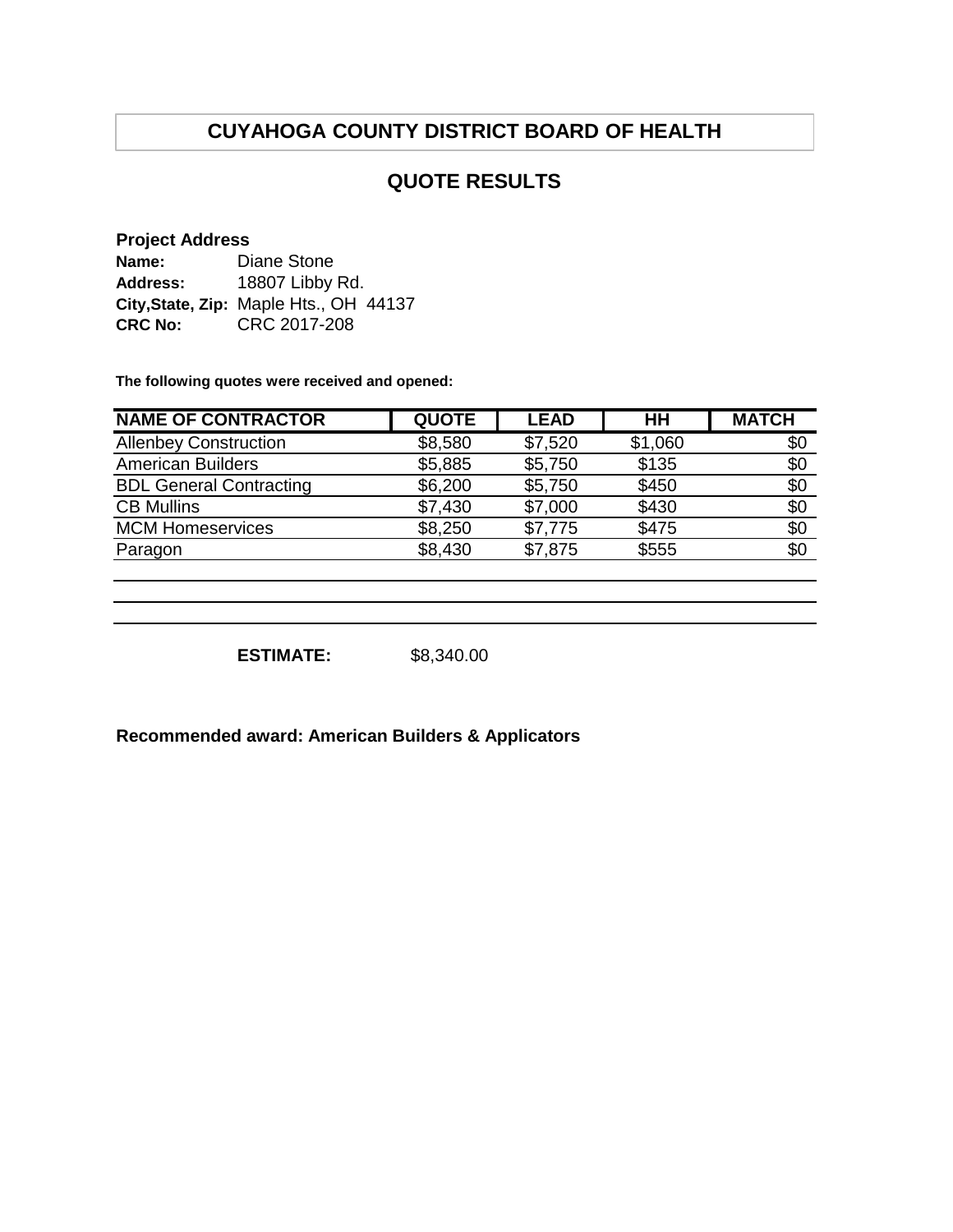# CUYAHOGA COUNTY DISTRICT BOARD OF HEALTH

## QUOTE RESULTS

**Project Address**

**Name:** Diane Stone
**Address:** 18807 Libby Rd.
**City,State, Zip:** Maple Hts., OH 44137
**CRC No:** CRC 2017-208

**The following quotes were received and opened:**

| NAME OF CONTRACTOR | QUOTE | LEAD | HH | MATCH |
|---|---|---|---|---|
| Allenbey Construction | $8,580 | $7,520 | $1,060 | $0 |
| American Builders | $5,885 | $5,750 | $135 | $0 |
| BDL General Contracting | $6,200 | $5,750 | $450 | $0 |
| CB Mullins | $7,430 | $7,000 | $430 | $0 |
| MCM Homeservices | $8,250 | $7,775 | $475 | $0 |
| Paragon | $8,430 | $7,875 | $555 | $0 |

**ESTIMATE:** $8,340.00

**Recommended award: American Builders & Applicators**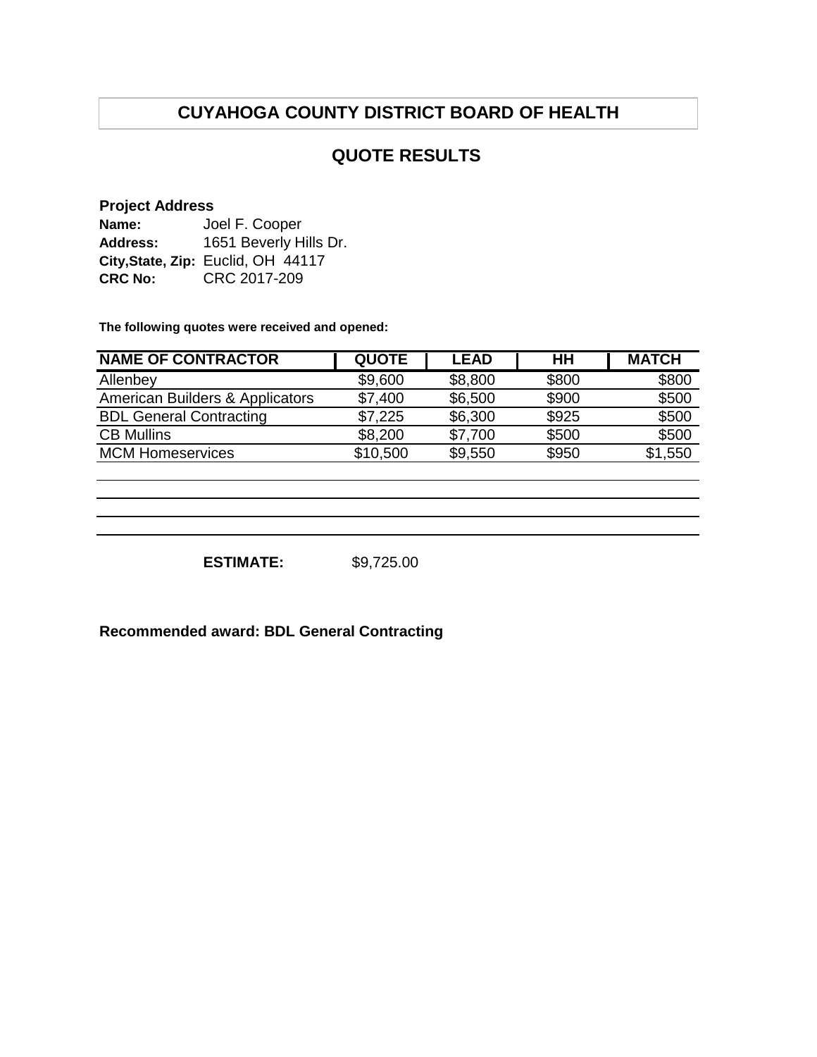# CUYAHOGA COUNTY DISTRICT BOARD OF HEALTH

## QUOTE RESULTS

**Project Address**

**Name:** Joel F. Cooper
**Address:** 1651 Beverly Hills Dr.
**City,State, Zip:** Euclid, OH 44117
**CRC No:** CRC 2017-209

**The following quotes were received and opened:**

| NAME OF CONTRACTOR | QUOTE | LEAD | HH | MATCH |
|---|---|---|---|---|
| Allenbey | $9,600 | $8,800 | $800 | $800 |
| American Builders & Applicators | $7,400 | $6,500 | $900 | $500 |
| BDL General Contracting | $7,225 | $6,300 | $925 | $500 |
| CB Mullins | $8,200 | $7,700 | $500 | $500 |
| MCM Homeservices | $10,500 | $9,550 | $950 | $1,550 |

**ESTIMATE:** $9,725.00

**Recommended award: BDL General Contracting**